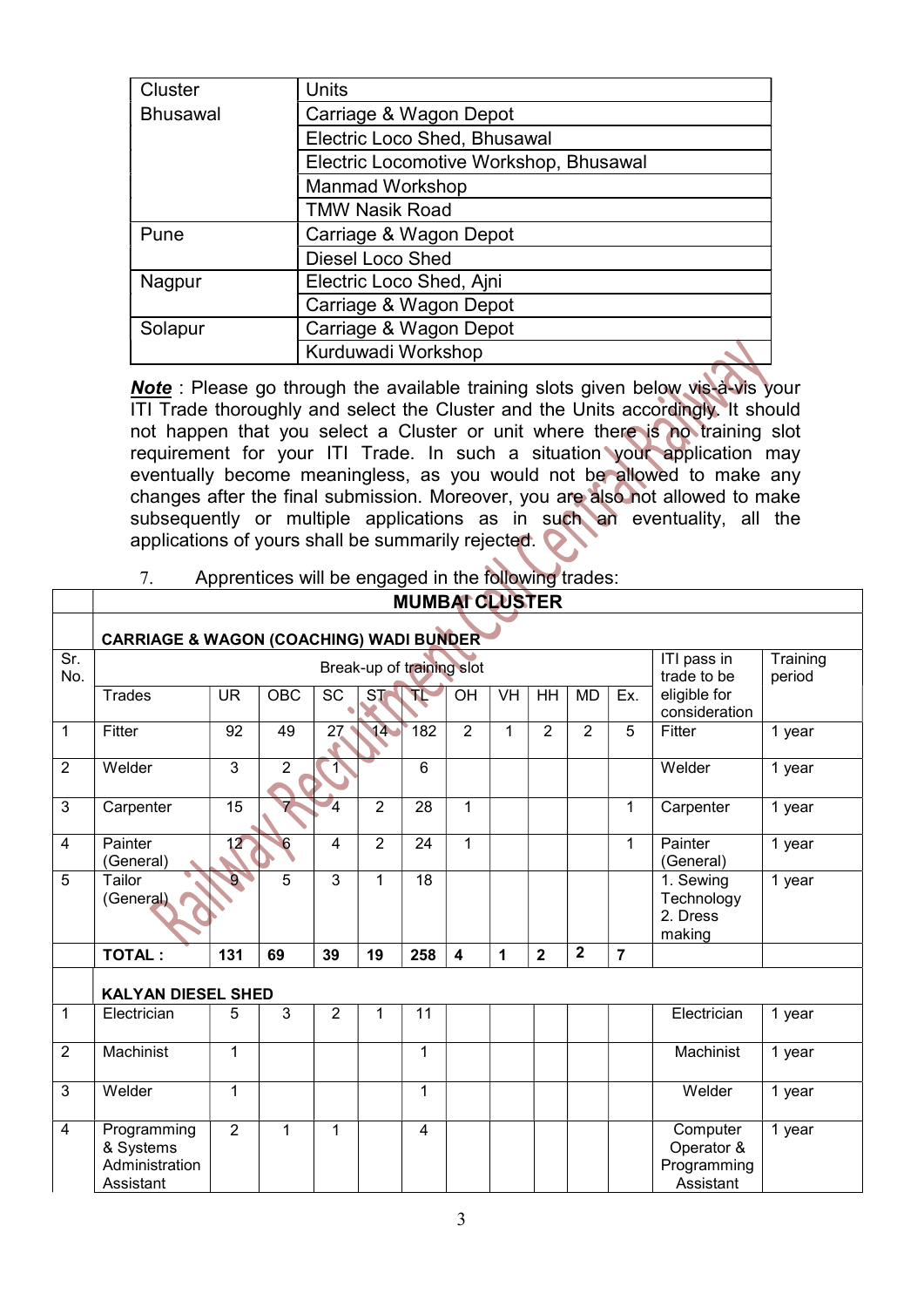| Cluster | Units |
|---|---|
| Bhusawal | Carriage & Wagon Depot |
| | Electric Loco Shed, Bhusawal |
| | Electric Locomotive Workshop, Bhusawal |
| | Manmad Workshop |
| | TMW Nasik Road |
| Pune | Carriage & Wagon Depot |
| | Diesel Loco Shed |
| Nagpur | Electric Loco Shed, Ajni |
| | Carriage & Wagon Depot |
| Solapur | Carriage & Wagon Depot |
| | Kurduwadi Workshop |

***Note*** : Please go through the available training slots given below vis-à-vis your ITI Trade thoroughly and select the Cluster and the Units accordingly. It should not happen that you select a Cluster or unit where there is no training slot requirement for your ITI Trade. In such a situation your application may eventually become meaningless, as you would not be allowed to make any changes after the final submission. Moreover, you are also not allowed to make subsequently or multiple applications as in such an eventuality, all the applications of yours shall be summarily rejected.

7. Apprentices will be engaged in the following trades:

| | **MUMBAI CLUSTER** | | | | | | | | | | | | |
|---|---|---|---|---|---|---|---|---|---|---|---|---|---|
| | **CARRIAGE & WAGON (COACHING) WADI BUNDER** | | | | | | | | | | | | |
| Sr. No. | Break-up of training slot | | | | | | | | | | | ITI pass in trade to be eligible for consideration | Training period |
| | Trades | UR | OBC | SC | ST | TL | OH | VH | HH | MD | Ex. | | |
| 1 | Fitter | 92 | 49 | 27 | 14 | 182 | 2 | 1 | 2 | 2 | 5 | Fitter | 1 year |
| 2 | Welder | 3 | 2 | 1 | | 6 | | | | | | Welder | 1 year |
| 3 | Carpenter | 15 | 7 | 4 | 2 | 28 | 1 | | | | 1 | Carpenter | 1 year |
| 4 | Painter (General) | 12 | 6 | 4 | 2 | 24 | 1 | | | | 1 | Painter (General) | 1 year |
| 5 | Tailor (General) | 9 | 5 | 3 | 1 | 18 | | | | | | 1. Sewing Technology 2. Dress making | 1 year |
| | **TOTAL :** | **131** | **69** | **39** | **19** | **258** | **4** | **1** | **2** | **2** | **7** | | |
| | **KALYAN DIESEL SHED** | | | | | | | | | | | | |
| 1 | Electrician | 5 | 3 | 2 | 1 | 11 | | | | | | Electrician | 1 year |
| 2 | Machinist | 1 | | | | 1 | | | | | | Machinist | 1 year |
| 3 | Welder | 1 | | | | 1 | | | | | | Welder | 1 year |
| 4 | Programming & Systems Administration Assistant | 2 | 1 | 1 | | 4 | | | | | | Computer Operator & Programming Assistant | 1 year |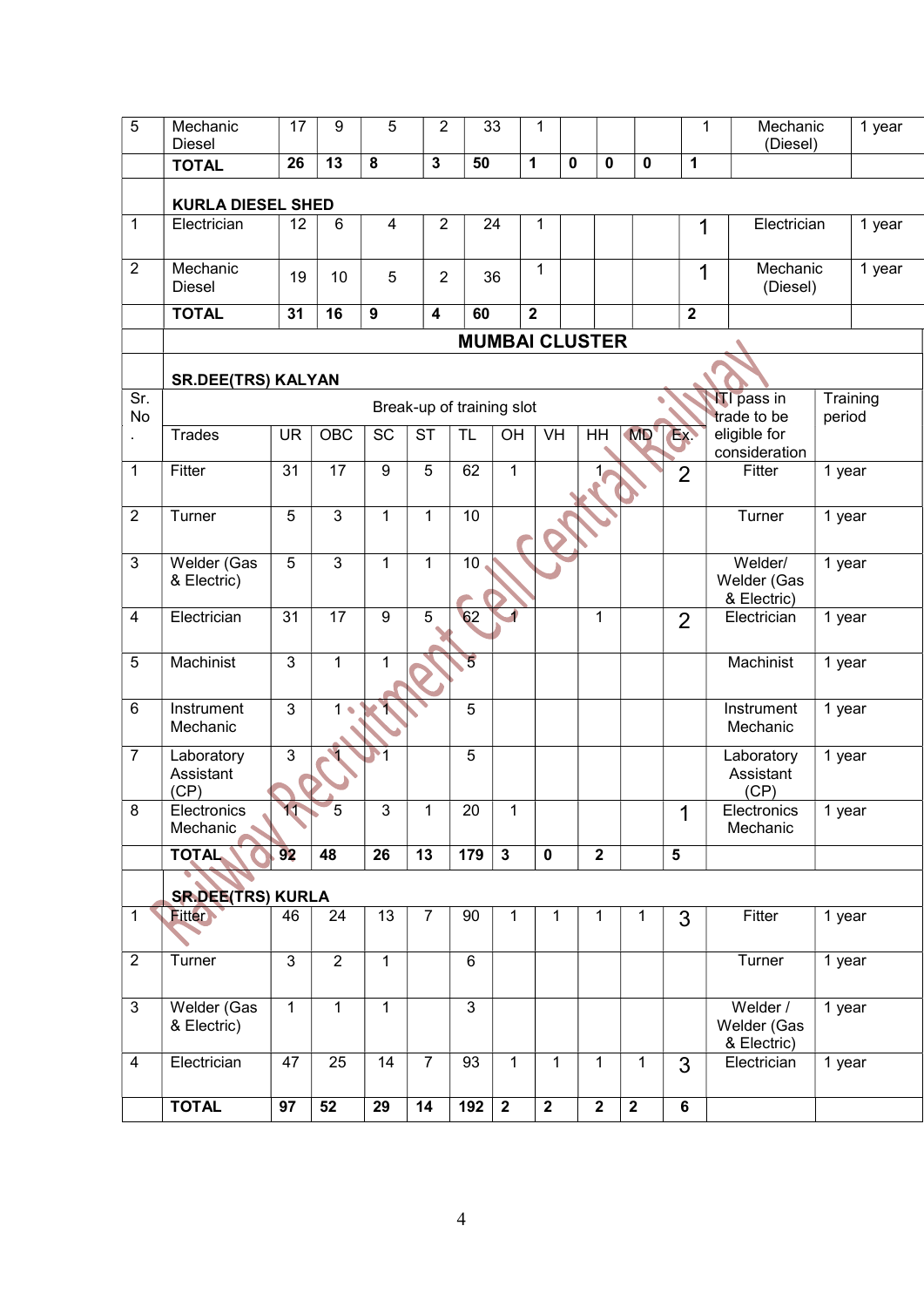| Sr. No. | Trades | UR | OBC | SC | ST | TL | OH | VH | HH | MD | Ex. | ITI pass in trade to be eligible for consideration | Training period |
|---|---|---|---|---|---|---|---|---|---|---|---|---|---|
| 5 | Mechanic Diesel | 17 | 9 | 5 | 2 | 33 | 1 | | | | 1 | Mechanic (Diesel) | 1 year |
| | **TOTAL** | **26** | **13** | **8** | **3** | **50** | **1** | **0** | **0** | **0** | **1** | | |
| | **KURLA DIESEL SHED** | | | | | | | | | | | | |
| 1 | Electrician | 12 | 6 | 4 | 2 | 24 | 1 | | | | 1 | Electrician | 1 year |
| 2 | Mechanic Diesel | 19 | 10 | 5 | 2 | 36 | 1 | | | | 1 | Mechanic (Diesel) | 1 year |
| | **TOTAL** | **31** | **16** | **9** | **4** | **60** | **2** | | | | **2** | | |

## MUMBAI CLUSTER

**SR.DEE(TRS) KALYAN**

| Sr. No. | Trades | Break-up of training slot | | | | | | | | | | ITI pass in trade to be eligible for consideration | Training period |
|---|---|---|---|---|---|---|---|---|---|---|---|---|---|
| | | UR | OBC | SC | ST | TL | OH | VH | HH | MD | Ex. | | |
| 1 | Fitter | 31 | 17 | 9 | 5 | 62 | 1 | | 1 | | 2 | Fitter | 1 year |
| 2 | Turner | 5 | 3 | 1 | 1 | 10 | | | | | | Turner | 1 year |
| 3 | Welder (Gas & Electric) | 5 | 3 | 1 | 1 | 10 | | | | | | Welder/ Welder (Gas & Electric) | 1 year |
| 4 | Electrician | 31 | 17 | 9 | 5 | 62 | 1 | | 1 | | 2 | Electrician | 1 year |
| 5 | Machinist | 3 | 1 | 1 | | 5 | | | | | | Machinist | 1 year |
| 6 | Instrument Mechanic | 3 | 1 | 1 | | 5 | | | | | | Instrument Mechanic | 1 year |
| 7 | Laboratory Assistant (CP) | 3 | 1 | 1 | | 5 | | | | | | Laboratory Assistant (CP) | 1 year |
| 8 | Electronics Mechanic | 11 | 5 | 3 | 1 | 20 | 1 | | | | 1 | Electronics Mechanic | 1 year |
| | **TOTAL** | **92** | **48** | **26** | **13** | **179** | **3** | **0** | **2** | | **5** | | |
| | **SR.DEE(TRS) KURLA** | | | | | | | | | | | | |
| 1 | Fitter | 46 | 24 | 13 | 7 | 90 | 1 | 1 | 1 | 1 | 3 | Fitter | 1 year |
| 2 | Turner | 3 | 2 | 1 | | 6 | | | | | | Turner | 1 year |
| 3 | Welder (Gas & Electric) | 1 | 1 | 1 | | 3 | | | | | | Welder / Welder (Gas & Electric) | 1 year |
| 4 | Electrician | 47 | 25 | 14 | 7 | 93 | 1 | 1 | 1 | 1 | 3 | Electrician | 1 year |
| | **TOTAL** | **97** | **52** | **29** | **14** | **192** | **2** | **2** | **2** | **2** | **6** | | |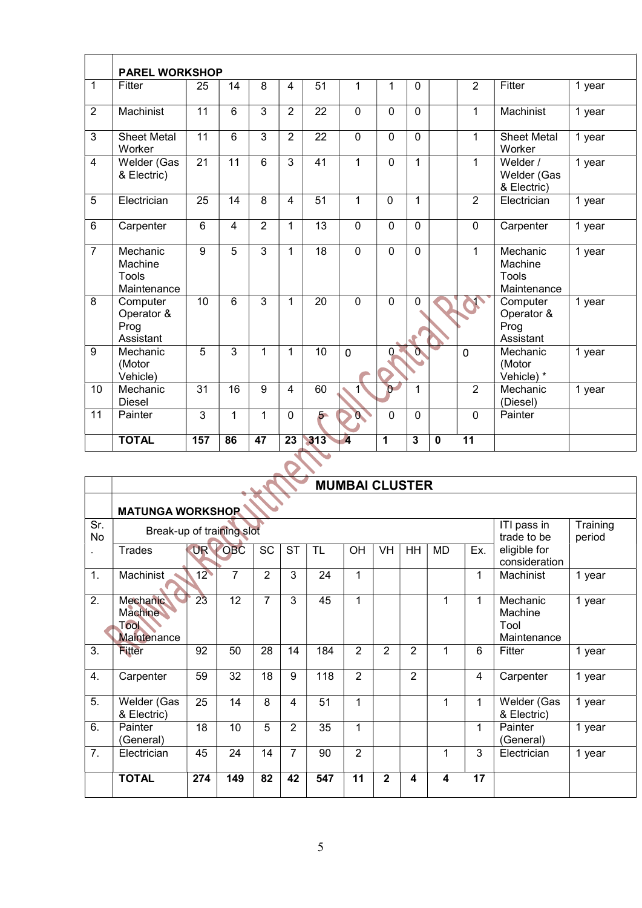| | PAREL WORKSHOP | | | | | | | | | | | | |
|---|---|---|---|---|---|---|---|---|---|---|---|---|---|
| 1 | Fitter | 25 | 14 | 8 | 4 | 51 | 1 | 1 | 0 | | 2 | Fitter | 1 year |
| 2 | Machinist | 11 | 6 | 3 | 2 | 22 | 0 | 0 | 0 | | 1 | Machinist | 1 year |
| 3 | Sheet Metal Worker | 11 | 6 | 3 | 2 | 22 | 0 | 0 | 0 | | 1 | Sheet Metal Worker | 1 year |
| 4 | Welder (Gas & Electric) | 21 | 11 | 6 | 3 | 41 | 1 | 0 | 1 | | 1 | Welder / Welder (Gas & Electric) | 1 year |
| 5 | Electrician | 25 | 14 | 8 | 4 | 51 | 1 | 0 | 1 | | 2 | Electrician | 1 year |
| 6 | Carpenter | 6 | 4 | 2 | 1 | 13 | 0 | 0 | 0 | | 0 | Carpenter | 1 year |
| 7 | Mechanic Machine Tools Maintenance | 9 | 5 | 3 | 1 | 18 | 0 | 0 | 0 | | 1 | Mechanic Machine Tools Maintenance | 1 year |
| 8 | Computer Operator & Prog Assistant | 10 | 6 | 3 | 1 | 20 | 0 | 0 | 0 | | 1 | Computer Operator & Prog Assistant | 1 year |
| 9 | Mechanic (Motor Vehicle) | 5 | 3 | 1 | 1 | 10 | 0 | 0 | 0 | | 0 | Mechanic (Motor Vehicle) * | 1 year |
| 10 | Mechanic Diesel | 31 | 16 | 9 | 4 | 60 | 1 | 0 | 1 | | 2 | Mechanic (Diesel) | 1 year |
| 11 | Painter | 3 | 1 | 1 | 0 | 5 | 0 | 0 | 0 | | 0 | Painter | |
| | **TOTAL** | **157** | **86** | **47** | **23** | **313** | **4** | **1** | **3** | **0** | **11** | | |

| | MUMBAI CLUSTER | | | | | | | | | | | | |
|---|---|---|---|---|---|---|---|---|---|---|---|---|---|
| | **MATUNGA WORKSHOP** | | | | | | | | | | | | |
| Sr. No. | Break-up of training slot | | | | | | | | | | | ITI pass in trade to be eligible for consideration | Training period |
| | Trades | UR | OBC | SC | ST | TL | OH | VH | HH | MD | Ex. | | |
| 1. | Machinist | 12 | 7 | 2 | 3 | 24 | 1 | | | | 1 | Machinist | 1 year |
| 2. | Mechanic Machine Tool Maintenance | 23 | 12 | 7 | 3 | 45 | 1 | | | 1 | 1 | Mechanic Machine Tool Maintenance | 1 year |
| 3. | Fitter | 92 | 50 | 28 | 14 | 184 | 2 | 2 | 2 | 1 | 6 | Fitter | 1 year |
| 4. | Carpenter | 59 | 32 | 18 | 9 | 118 | 2 | | 2 | | 4 | Carpenter | 1 year |
| 5. | Welder (Gas & Electric) | 25 | 14 | 8 | 4 | 51 | 1 | | | 1 | 1 | Welder (Gas & Electric) | 1 year |
| 6. | Painter (General) | 18 | 10 | 5 | 2 | 35 | 1 | | | | 1 | Painter (General) | 1 year |
| 7. | Electrician | 45 | 24 | 14 | 7 | 90 | 2 | | | 1 | 3 | Electrician | 1 year |
| | **TOTAL** | **274** | **149** | **82** | **42** | **547** | **11** | **2** | **4** | **4** | **17** | | |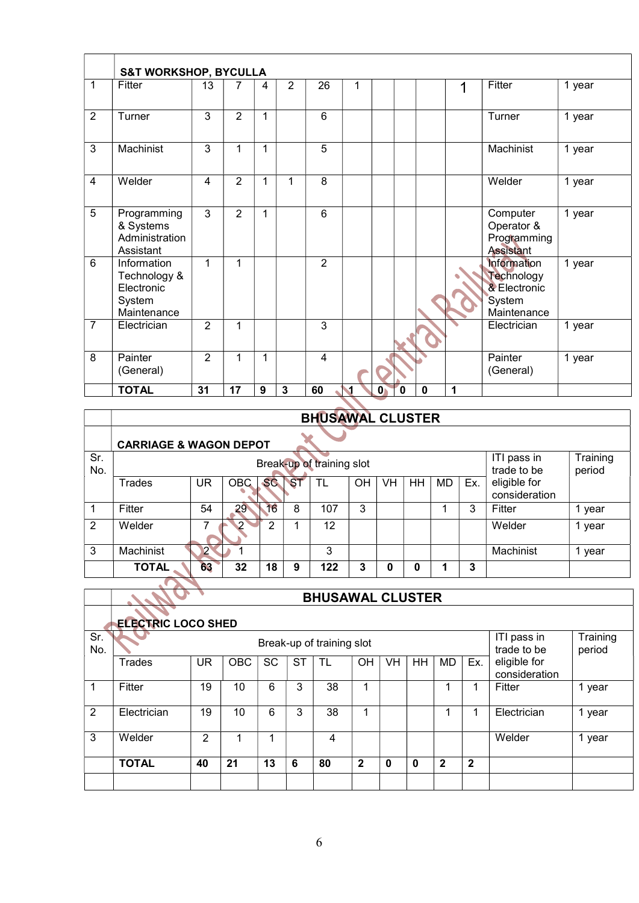| | S&T WORKSHOP, BYCULLA | | | | | | | | | | | | |
|---|---|---|---|---|---|---|---|---|---|---|---|---|---|
| 1 | Fitter | 13 | 7 | 4 | 2 | 26 | 1 | | | | 1 | Fitter | 1 year |
| 2 | Turner | 3 | 2 | 1 | | 6 | | | | | | Turner | 1 year |
| 3 | Machinist | 3 | 1 | 1 | | 5 | | | | | | Machinist | 1 year |
| 4 | Welder | 4 | 2 | 1 | 1 | 8 | | | | | | Welder | 1 year |
| 5 | Programming & Systems Administration Assistant | 3 | 2 | 1 | | 6 | | | | | | Computer Operator & Programming Assistant | 1 year |
| 6 | Information Technology & Electronic System Maintenance | 1 | 1 | | | 2 | | | | | | Information Technology & Electronic System Maintenance | 1 year |
| 7 | Electrician | 2 | 1 | | | 3 | | | | | | Electrician | 1 year |
| 8 | Painter (General) | 2 | 1 | 1 | | 4 | | | | | | Painter (General) | 1 year |
| | **TOTAL** | **31** | **17** | **9** | **3** | **60** | **1** | **0** | **0** | **0** | **1** | | |

## BHUSAWAL CLUSTER

### CARRIAGE & WAGON DEPOT

| Sr. No. | Break-up of training slot | | | | | | | | | | | ITI pass in trade to be eligible for consideration | Training period |
|---|---|---|---|---|---|---|---|---|---|---|---|---|---|
| | Trades | UR | OBC | SC | ST | TL | OH | VH | HH | MD | Ex. | | |
| 1 | Fitter | 54 | 29 | 16 | 8 | 107 | 3 | | | 1 | 3 | Fitter | 1 year |
| 2 | Welder | 7 | 2 | 2 | 1 | 12 | | | | | | Welder | 1 year |
| 3 | Machinist | 2 | 1 | | | 3 | | | | | | Machinist | 1 year |
| | **TOTAL** | **63** | **32** | **18** | **9** | **122** | **3** | **0** | **0** | **1** | **3** | | |

## BHUSAWAL CLUSTER

### ELECTRIC LOCO SHED

| Sr. No. | Break-up of training slot | | | | | | | | | | | ITI pass in trade to be eligible for consideration | Training period |
|---|---|---|---|---|---|---|---|---|---|---|---|---|---|
| | Trades | UR | OBC | SC | ST | TL | OH | VH | HH | MD | Ex. | | |
| 1 | Fitter | 19 | 10 | 6 | 3 | 38 | 1 | | | 1 | 1 | Fitter | 1 year |
| 2 | Electrician | 19 | 10 | 6 | 3 | 38 | 1 | | | 1 | 1 | Electrician | 1 year |
| 3 | Welder | 2 | 1 | 1 | | 4 | | | | | | Welder | 1 year |
| | **TOTAL** | **40** | **21** | **13** | **6** | **80** | **2** | **0** | **0** | **2** | **2** | | |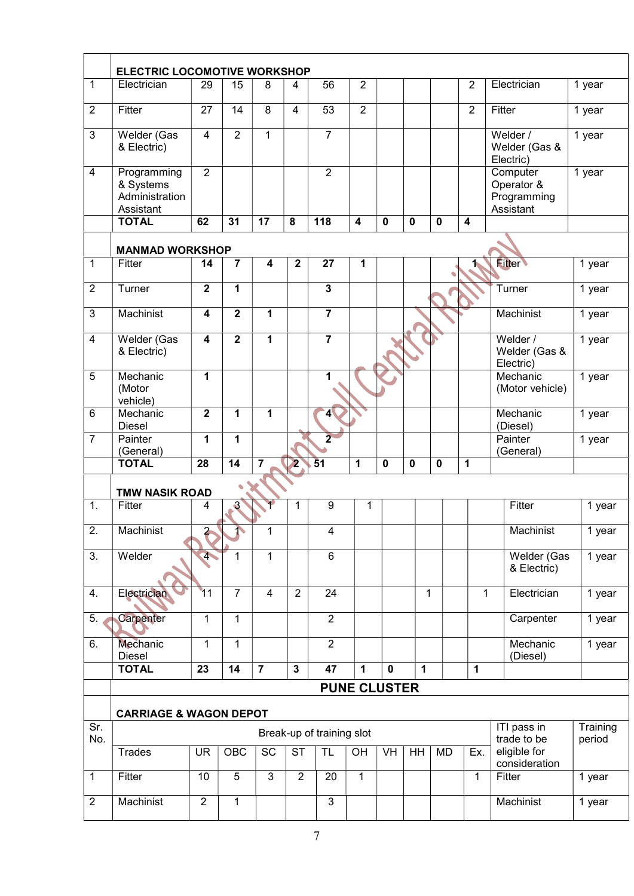| Sr. No. | Trades | UR | OBC | SC | ST | TL | OH | VH | HH | MD | Ex. | ITI pass in trade to be eligible for consideration | Training period |
|---|---|---|---|---|---|---|---|---|---|---|---|---|---|
| | **ELECTRIC LOCOMOTIVE WORKSHOP** | | | | | | | | | | | | |
| 1 | Electrician | 29 | 15 | 8 | 4 | 56 | 2 | | | | 2 | Electrician | 1 year |
| 2 | Fitter | 27 | 14 | 8 | 4 | 53 | 2 | | | | 2 | Fitter | 1 year |
| 3 | Welder (Gas & Electric) | 4 | 2 | 1 | | 7 | | | | | | Welder / Welder (Gas & Electric) | 1 year |
| 4 | Programming & Systems Administration Assistant | 2 | | | | 2 | | | | | | Computer Operator & Programming Assistant | 1 year |
| | **TOTAL** | **62** | **31** | **17** | **8** | **118** | **4** | **0** | **0** | **0** | **4** | | |
| | **MANMAD WORKSHOP** | | | | | | | | | | | | |
| 1 | Fitter | **14** | **7** | **4** | **2** | **27** | **1** | | | | **1** | Fitter | 1 year |
| 2 | Turner | **2** | **1** | | | **3** | | | | | | Turner | 1 year |
| 3 | Machinist | **4** | **2** | **1** | | **7** | | | | | | Machinist | 1 year |
| 4 | Welder (Gas & Electric) | **4** | **2** | **1** | | **7** | | | | | | Welder / Welder (Gas & Electric) | 1 year |
| 5 | Mechanic (Motor vehicle) | **1** | | | | **1** | | | | | | Mechanic (Motor vehicle) | 1 year |
| 6 | Mechanic Diesel | **2** | **1** | **1** | | **4** | | | | | | Mechanic (Diesel) | 1 year |
| 7 | Painter (General) | **1** | **1** | | | **2** | | | | | | Painter (General) | 1 year |
| | **TOTAL** | **28** | **14** | **7** | **2** | **51** | **1** | **0** | **0** | **0** | **1** | | |
| | **TMW NASIK ROAD** | | | | | | | | | | | | |
| 1. | Fitter | 4 | 3 | 1 | 1 | 9 | 1 | | | | | Fitter | 1 year |
| 2. | Machinist | 2 | 1 | 1 | | 4 | | | | | | Machinist | 1 year |
| 3. | Welder | 4 | 1 | 1 | | 6 | | | | | | Welder (Gas & Electric) | 1 year |
| 4. | Electrician | 11 | 7 | 4 | 2 | 24 | | | 1 | | 1 | Electrician | 1 year |
| 5. | Carpenter | 1 | 1 | | | 2 | | | | | | Carpenter | 1 year |
| 6. | Mechanic Diesel | 1 | 1 | | | 2 | | | | | | Mechanic (Diesel) | 1 year |
| | **TOTAL** | **23** | **14** | **7** | **3** | **47** | **1** | **0** | **1** | | **1** | | |

## PUNE CLUSTER

**CARRIAGE & WAGON DEPOT**

| Sr. No. | Break-up of training slot | | | | | | | | | | | ITI pass in trade to be eligible for consideration | Training period |
|---|---|---|---|---|---|---|---|---|---|---|---|---|---|
| | Trades | UR | OBC | SC | ST | TL | OH | VH | HH | MD | Ex. | | |
| 1 | Fitter | 10 | 5 | 3 | 2 | 20 | 1 | | | | 1 | Fitter | 1 year |
| 2 | Machinist | 2 | 1 | | | 3 | | | | | | Machinist | 1 year |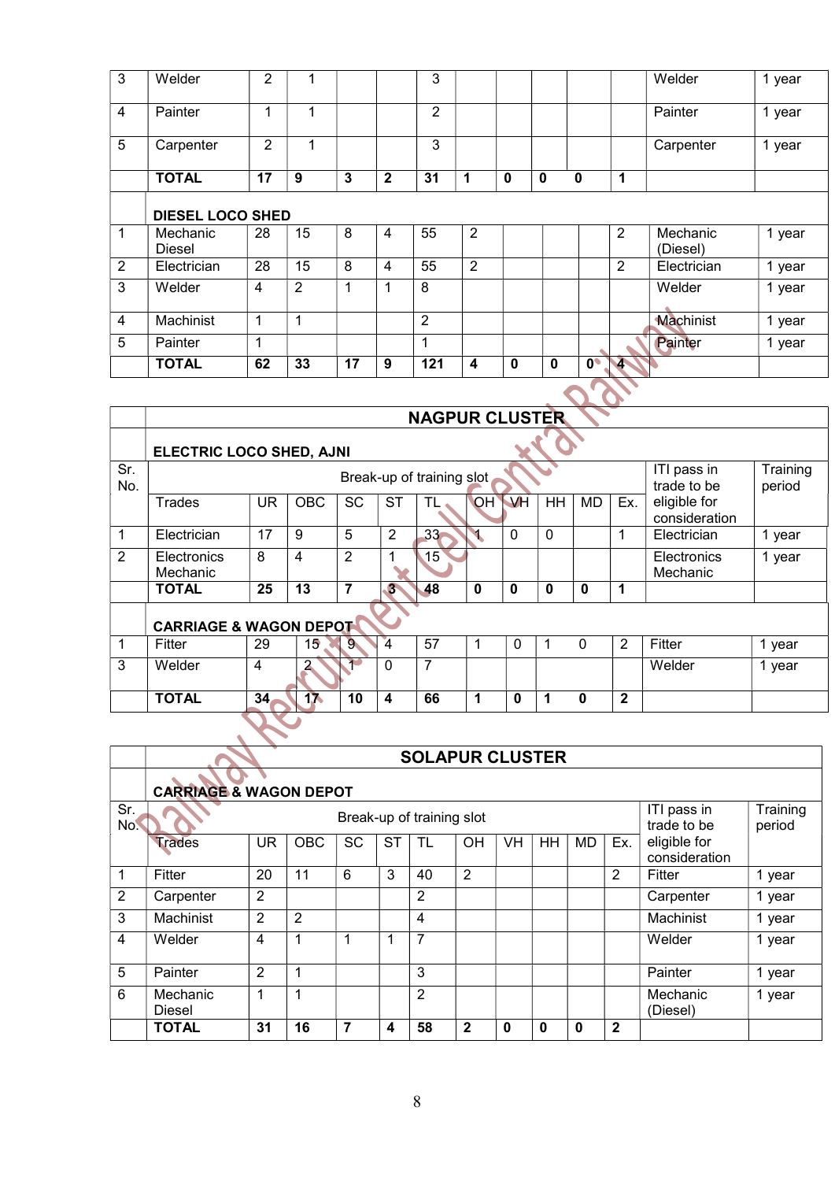| | | | | | | | | | | | | | |
|---|---|---|---|---|---|---|---|---|---|---|---|---|---|
| 3 | Welder | 2 | 1 | | | 3 | | | | | | Welder | 1 year |
| 4 | Painter | 1 | 1 | | | 2 | | | | | | Painter | 1 year |
| 5 | Carpenter | 2 | 1 | | | 3 | | | | | | Carpenter | 1 year |
| | **TOTAL** | **17** | **9** | **3** | **2** | **31** | **1** | **0** | **0** | **0** | **1** | | |
| | **DIESEL LOCO SHED** | | | | | | | | | | | | |
| 1 | Mechanic Diesel | 28 | 15 | 8 | 4 | 55 | 2 | | | | 2 | Mechanic (Diesel) | 1 year |
| 2 | Electrician | 28 | 15 | 8 | 4 | 55 | 2 | | | | 2 | Electrician | 1 year |
| 3 | Welder | 4 | 2 | 1 | 1 | 8 | | | | | | Welder | 1 year |
| 4 | Machinist | 1 | 1 | | | 2 | | | | | | Machinist | 1 year |
| 5 | Painter | 1 | | | | 1 | | | | | | Painter | 1 year |
| | **TOTAL** | **62** | **33** | **17** | **9** | **121** | **4** | **0** | **0** | **0** | **4** | | |

## NAGPUR CLUSTER

**ELECTRIC LOCO SHED, AJNI**

| Sr. No. | Break-up of training slot | | | | | | | | | | | ITI pass in trade to be eligible for consideration | Training period |
|---|---|---|---|---|---|---|---|---|---|---|---|---|---|
| | Trades | UR | OBC | SC | ST | TL | OH | VH | HH | MD | Ex. | | |
| 1 | Electrician | 17 | 9 | 5 | 2 | 33 | 1 | 0 | 0 | | 1 | Electrician | 1 year |
| 2 | Electronics Mechanic | 8 | 4 | 2 | 1 | 15 | | | | | | Electronics Mechanic | 1 year |
| | **TOTAL** | **25** | **13** | **7** | **3** | **48** | **0** | **0** | **0** | **0** | **1** | | |
| | **CARRIAGE & WAGON DEPOT** | | | | | | | | | | | | |
| 1 | Fitter | 29 | 15 | 9 | 4 | 57 | 1 | 0 | 1 | 0 | 2 | Fitter | 1 year |
| 3 | Welder | 4 | 2 | 1 | 0 | 7 | | | | | | Welder | 1 year |
| | **TOTAL** | **34** | **17** | **10** | **4** | **66** | **1** | **0** | **1** | **0** | **2** | | |

## SOLAPUR CLUSTER

**CARRIAGE & WAGON DEPOT**

| Sr. No. | Break-up of training slot | | | | | | | | | | | ITI pass in trade to be eligible for consideration | Training period |
|---|---|---|---|---|---|---|---|---|---|---|---|---|---|
| | Trades | UR | OBC | SC | ST | TL | OH | VH | HH | MD | Ex. | | |
| 1 | Fitter | 20 | 11 | 6 | 3 | 40 | 2 | | | | 2 | Fitter | 1 year |
| 2 | Carpenter | 2 | | | | 2 | | | | | | Carpenter | 1 year |
| 3 | Machinist | 2 | 2 | | | 4 | | | | | | Machinist | 1 year |
| 4 | Welder | 4 | 1 | 1 | 1 | 7 | | | | | | Welder | 1 year |
| 5 | Painter | 2 | 1 | | | 3 | | | | | | Painter | 1 year |
| 6 | Mechanic Diesel | 1 | 1 | | | 2 | | | | | | Mechanic (Diesel) | 1 year |
| | **TOTAL** | **31** | **16** | **7** | **4** | **58** | **2** | **0** | **0** | **0** | **2** | | |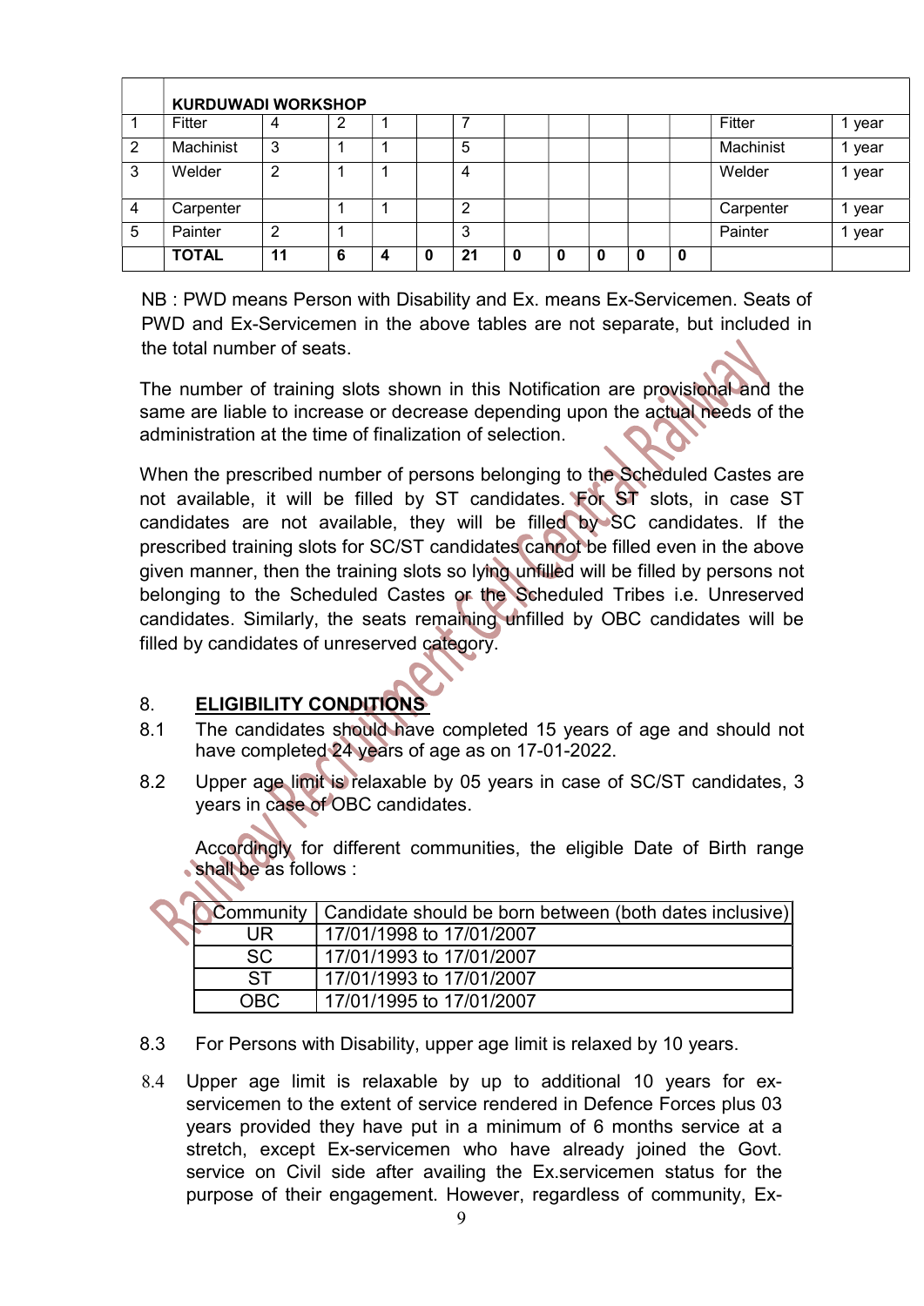| | KURDUWADI WORKSHOP | | | | | | | | | | | | |
|---|---|---|---|---|---|---|---|---|---|---|---|---|---|
| 1 | Fitter | 4 | 2 | 1 | | 7 | | | | | | Fitter | 1 year |
| 2 | Machinist | 3 | 1 | 1 | | 5 | | | | | | Machinist | 1 year |
| 3 | Welder | 2 | 1 | 1 | | 4 | | | | | | Welder | 1 year |
| 4 | Carpenter | | 1 | 1 | | 2 | | | | | | Carpenter | 1 year |
| 5 | Painter | 2 | 1 | | | 3 | | | | | | Painter | 1 year |
| | **TOTAL** | **11** | **6** | **4** | **0** | **21** | **0** | **0** | **0** | **0** | **0** | | |

NB : PWD means Person with Disability and Ex. means Ex-Servicemen. Seats of PWD and Ex-Servicemen in the above tables are not separate, but included in the total number of seats.

The number of training slots shown in this Notification are provisional and the same are liable to increase or decrease depending upon the actual needs of the administration at the time of finalization of selection.

When the prescribed number of persons belonging to the Scheduled Castes are not available, it will be filled by ST candidates. For ST slots, in case ST candidates are not available, they will be filled by SC candidates. If the prescribed training slots for SC/ST candidates cannot be filled even in the above given manner, then the training slots so lying unfilled will be filled by persons not belonging to the Scheduled Castes or the Scheduled Tribes i.e. Unreserved candidates. Similarly, the seats remaining unfilled by OBC candidates will be filled by candidates of unreserved category.

## 8. ELIGIBILITY CONDITIONS

8.1 The candidates should have completed 15 years of age and should not have completed 24 years of age as on 17-01-2022.

8.2 Upper age limit is relaxable by 05 years in case of SC/ST candidates, 3 years in case of OBC candidates.

Accordingly for different communities, the eligible Date of Birth range shall be as follows :

| Community | Candidate should be born between (both dates inclusive) |
|---|---|
| UR | 17/01/1998 to 17/01/2007 |
| SC | 17/01/1993 to 17/01/2007 |
| ST | 17/01/1993 to 17/01/2007 |
| OBC | 17/01/1995 to 17/01/2007 |

8.3 For Persons with Disability, upper age limit is relaxed by 10 years.

8.4 Upper age limit is relaxable by up to additional 10 years for ex-servicemen to the extent of service rendered in Defence Forces plus 03 years provided they have put in a minimum of 6 months service at a stretch, except Ex-servicemen who have already joined the Govt. service on Civil side after availing the Ex.servicemen status for the purpose of their engagement. However, regardless of community, Ex-